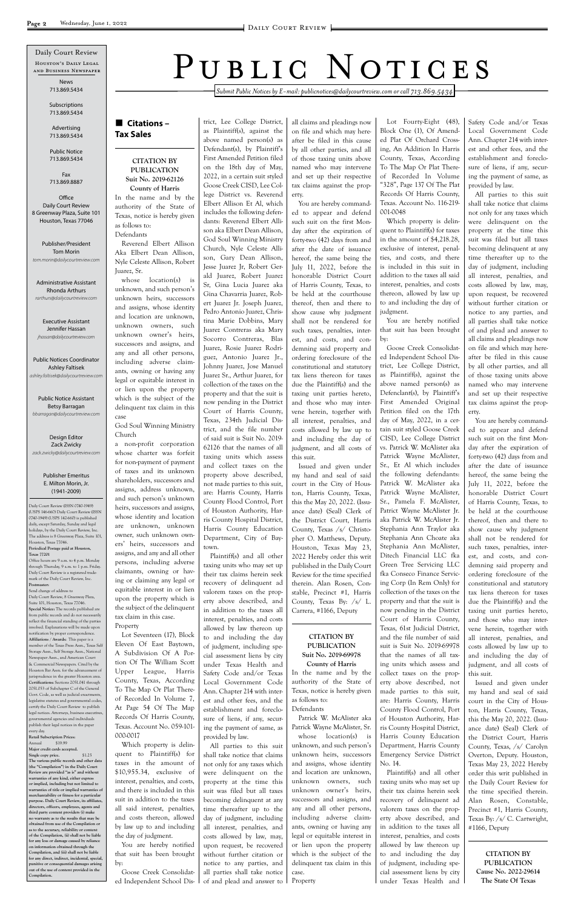# Public Notices

*Submit Public Notices by E-mail: publicnotices@dailycourtreview.com or call 713.869.5434*

Daily Court Review
Houston's Daily Legal and Business Newspaper

News
713.869.5434

Subscriptions
713.869.5434

Advertising
713.869.5434

Public Notice
713.869.5434

Fax
713.869.8887

Office
Daily Court Review
8 Greenway Plaza, Suite 101
Houston, Texas 77046

Publisher/President
Tom Morin
*tom.morin@dailycourtreview.com*

Administrative Assistant
Rhonda Arthurs
*rarthurs@dailycourtreview.com*

Executive Assistant
Jennifer Hassan
*jhassan@dailycourtreview.com*

Public Notices Coordinator
Ashley Faltisek
*ashley.faltisek@dailycourtreview.com*

Public Notices Assistant
Betsy Barragan
*bbarragan@dailycourtreview.com*

Design Editor
Zack Zwicky
*zack.zwicky@dailycourtreview.com*

Publisher Emeritus
E. Milton Morin, Jr.
(1941-2009)

Daily Court Review (ISSN 0740-1949) (USPS 146-660) Daily Court Review (ISSN 0740-1949) (USPS 142-660) is published daily, except Saturday, Sunday and legal holidays, by the Daily Court Review, Inc. The address is 8 Greenway Plaza, Suite 101, Houston, Texas 77046.
**Periodical Postage paid at Houston, Texas 77201**
Office hours are 9 a.m. to 4 p.m. Monday through Thursday, 9 a.m. to 1 p.m. Friday. Daily Court Review is a registered trademark of the Daily Court Review, Inc.
**Postmaster:**
Send change of address to Daily Court Review, 8 Greenway Plaza, Suite 101, Houston, Texas 77046.
**Special Notice:** The records published are from public records and do not necessarily reflect the financial standing of the parties involved. Explanations will be made upon notification by proper correspondence.
**Affiliations / Awards:** This paper is a member of the Texas Press Assn., Texas Self Storage Assn., Self Storage Assn., National Newspaper Assn., and American Court & Commercial Newspapers. Cited by the Houston Bar Assn. for the advancement of jurisprudence in the greater Houston area.
**Certifications:** Sections 2051.041 through 2051.053 of Subchapter C of the General Govt. Code, as well as judicial enactments, legislative statutes and governmental codes, certify the Daily Court Review to publish legal notices. Attorneys, business executives, governmental agencies and individuals publish their legal notices in the paper every day.
**Retail Subscription Prices:**
Annual $19.99
**Major credit cards accepted.**
**Single copy price. $1.25**
**The various public records and other data (the "Compilation") in the Daily Court Review are provided "as is" and without warranties of any kind, either express or implied, including but not limited to warranties of title or implied warranties of merchantability or fitness for a particular purpose. Daily Court Review, its affiliates, directors, officers, employees, agents and third party content providers (i) make no warranty as to the results that may be obtained from use of the Compilation or as to the accuracy, reliability or content of the Compilation, (ii) shall not be liable for any loss or damage caused by reliance on information obtained through the Compilation, and (iii) shall not be liable for any direct, indirect, incidental, special, punitive or consequential damages arising out of the use of content provided in the Compilation.**

## Citations – Tax Sales

**CITATION BY PUBLICATION**
**Suit No. 2019-62126**
**County of Harris**

In the name and by the authority of the State of Texas, notice is hereby given as follows to:

Defendants

Reverend Elbert Allison Aka Elbert Dean Allison, Nyle Celeste Allison, Robert Juarez, Sr.

whose location(s) is unknown, and such person's unknown heirs, successors and assigns, whose identity and location are unknown, unknown owners, such unknown owner's heirs, successors and assigns, and any and all other persons, including adverse claimants, owning or having any legal or equitable interest in or lien upon the property which is the subject of the delinquent tax claim in this case

God Soul Winning Ministry Church

a non-profit corporation whose charter was forfeit for non-payment of payment of taxes and its unknown shareholders, successors and assigns, address unknown, and such person's unknown heirs, successors and assigns, whose identity and location are unknown, unknown owner, such unknown owners' heirs, successors and assigns, and any and all other persons, including adverse claimants, owning or having or claiming any legal or equitable interest in or lien upon the property which is the subject of the delinquent tax claim in this case.

Property

Lot Seventeen (17), Block Eleven Of East Baytown, A Subdivision Of A Portion Of The William Scott Upper League, Harris County, Texas, According To The Map Or Plat Thereof Recorded In Volume 7, At Page 54 Of The Map Records Of Harris County, Texas. Account No. 059-101-000-0017

Which property is delinquent to Plaintiff(s) for taxes in the amount of $10,955.34, exclusive of interest, penalties, and costs, and there is included in this suit in addition to the taxes all said interest, penalties, and costs thereon, allowed by law up to and including the day of judgment.

You are hereby notified that suit has been brought by:

Goose Creek Consolidated Independent School District, Lee College District, as Plaintiff(s), against the above named person(s) as Defendant(s), by Plaintiff's First Amended Petition filed on the 18th day of May, 2022, in a certain suit styled Goose Creek CISD, Lee College District vs. Reverend Elbert Allison Et Al, which includes the following defendants: Reverend Elbert Allison aka Elbert Dean Allison, God Soul Winning Ministry Church, Nyle Celeste Allison, Gary Dean Allison, Jesse Juarez Jr, Robert Gerald Juarez, Robert Juarez Sr, Gina Lucia Juarez aka Gina Chavarria Juarez, Robert Juarez Jr. Joseph Juarez, Pedro Antonio Juarez, Christina Marie Dobbins, Mary Juarez Contreras aka Mary Socorro Contreras, Blas Juarez, Rosie Juarez Rodriguez, Antonio Juarez Jr., Johnny Juarez, Jose Manuel Juarez Sr., Arthur Juarez, for collection of the taxes on the property and that the suit is now pending in the District Court of Harris County, Texas, 234th Judicial District, and the file number of said suit is Suit No. 2019-62126 that the names of all taxing units which assess and collect taxes on the property above described, not made parties to this suit, are: Harris County, Harris County Flood Control, Port of Houston Authority, Harris County Hospital District, Harris County Education Department, City of Baytown.

Plaintiff(s) and all other taxing units who may set up their tax claims herein seek recovery of delinquent ad valorem taxes on the property above described, and in addition to the taxes all interest, penalties, and costs allowed by law thereon up to and including the day of judgment, including special assessment liens by city under Texas Health and Safety Code and/or Texas Local Government Code Ann. Chapter 214 with interest and other fees, and the establishment and foreclosure of liens, if any, securing the payment of same, as provided by law.

All parties to this suit shall take notice that claims not only for any taxes which were delinquent on the property at the time this suit was filed but all taxes becoming delinquent at any time thereafter up to the day of judgment, including all interest, penalties, and costs allowed by law, may, upon request, be recovered without further citation or notice to any parties, and all parties shall take notice of and plead and answer to all claims and pleadings now on file and which may hereafter be filed in this cause by all other parties, and all of those taxing units above named who may intervene and set up their respective tax claims against the property.

You are hereby commanded to appear and defend such suit on the first Monday after the expiration of forty-two (42) days from and after the date of issuance hereof, the same being the July 11, 2022, before the honorable District Court of Harris County, Texas, to be held at the courthouse thereof, then and there to show cause why judgment shall not be rendered for such taxes, penalties, interest, and costs, and condemning said property and ordering foreclosure of the constitutional and statutory tax liens thereon for taxes due the Plaintiff(s) and the taxing unit parties hereto, and those who may intervene herein, together with all interest, penalties, and costs allowed by law up to and including the day of judgment, and all costs of this suit.

Issued and given under my hand and seal of said court in the City of Houston, Harris County, Texas, this the May 20, 2022. (Issuance date) (Seal) Clerk of the District Court, Harris County, Texas /s/ Christopher O. Matthews, Deputy. Houston, Texas May 23, 2022 Hereby order this writ published in the Daily Court Review for the time specified therein. Alan Rosen, Constable, Precinct #1, Harris County, Texas By: /s/ L. Carrera, #1166, Deputy

**CITATION BY PUBLICATION**
**Suit No. 2019-69978**
**County of Harris**

In the name and by the authority of the State of Texas, notice is hereby given as follows to:

Defendants

Patrick W. McAlister aka Patrick Wayne McAlister, Sr.

whose location(s) is unknown, and such person's unknown heirs, successors and assigns, whose identity and location are unknown, unknown owners, such unknown owner's heirs, successors and assigns, and any and all other persons, including adverse claimants, owning or having any legal or equitable interest in or lien upon the property which is the subject of the delinquent tax claim in this case.

Property

Lot Fourty-Eight (48), Block One (1), Of Amended Plat Of Orchard Crossing, An Addition In Harris County, Texas, According To The Map Or Plat Thereof Recorded In Volume "328", Page 137 Of The Plat Records Of Harris County, Texas. Account No. 116-219-001-0048

Which property is delinquent to Plaintiff(s) for taxes in the amount of $4,218.28, exclusive of interest, penalties, and costs, and there is included in this suit in addition to the taxes all said interest, penalties, and costs thereon, allowed by law up to and including the day of judgment.

You are hereby notified that suit has been brought by:

Goose Creek Consolidated Independent School District, Lee College District, as Plaintiff(s), against the above named person(s) as Defendant(s), by Plaintiff's First Amended Original Petition filed on the 17th day of May, 2022, in a certain suit styled Goose Creek CISD, Lee College District vs. Patrick W. McAlister aka Patrick Wayne McAlister, Sr., Et Al which includes the following defendants: Patrick W. McAlister aka Patrick Wayne McAlister, Sr., Pamela F. McAlister, Patrict Wayne McAlister Jr. aka Patrick W. McAlister Jr. Stephania Ann Traylor aka Stephania Ann Choate aka Stephania Ann McAlister, Ditech Financial LLC fka Green Tree Servicing LLC fka Conseco Finance Servicing Corp (In Rem Only) for collection of the taxes on the property and that the suit is now pending in the District Court of Harris County, Texas, 61st Judicial District, and the file number of said suit is Suit No. 2019-69978 that the names of all taxing units which assess and collect taxes on the property above described, not made parties to this suit, are: Harris County, Harris County Flood Control, Port of Houston Authority, Harris County Hospital District, Harris County Education Department, Harris County Emergency Service District No. 14.

Plaintiff(s) and all other taxing units who may set up their tax claims herein seek recovery of delinquent ad valorem taxes on the property above described, and in addition to the taxes all interest, penalties, and costs allowed by law thereon up to and including the day of judgment, including special assessment liens by city under Texas Health and Safety Code and/or Texas Local Government Code Ann. Chapter 214 with interest and other fees, and the establishment and foreclosure of liens, if any, securing the payment of same, as provided by law.

All parties to this suit shall take notice that claims not only for any taxes which were delinquent on the property at the time this suit was filed but all taxes becoming delinquent at any time thereafter up to the day of judgment, including all interest, penalties, and costs allowed by law, may, upon request, be recovered without further citation or notice to any parties, and all parties shall take notice of and plead and answer to all claims and pleadings now on file and which may hereafter be filed in this cause by all other parties, and all of those taxing units above named who may intervene and set up their respective tax claims against the property.

You are hereby commanded to appear and defend such suit on the first Monday after the expiration of forty-two (42) days from and after the date of issuance hereof, the same being the July 11, 2022, before the honorable District Court of Harris County, Texas, to be held at the courthouse thereof, then and there to show cause why judgment shall not be rendered for such taxes, penalties, interest, and costs, and condemning said property and ordering foreclosure of the constitutional and statutory tax liens thereon for taxes due the Plaintiff(s) and the taxing unit parties hereto, and those who may intervene herein, together with all interest, penalties, and costs allowed by law up to and including the day of judgment, and all costs of this suit.

Issued and given under my hand and seal of said court in the City of Houston, Harris County, Texas, this the May 20, 2022. (Issuance date) (Seal) Clerk of the District Court, Harris County, Texas, /s/ Carolyn Overton, Deputy. Houston, Texas May 23, 2022 Hereby order this writ published in the Daily Court Review for the time specified therein. Alan Rosen, Constable, Precinct #1, Harris County, Texas By: /s/ C. Cartwright, #1166, Deputy

**CITATION BY PUBLICATION**
**Cause No. 2022-29614**
**The State Of Texas**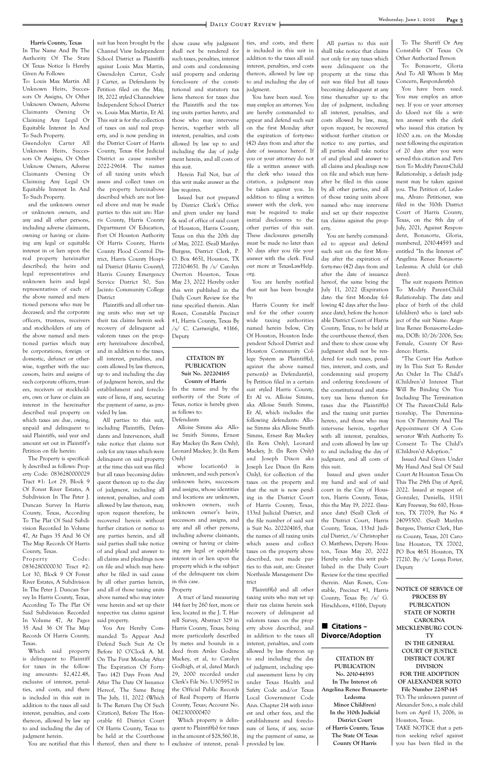**Harris County, Texas**
In The Name And By The Authority Of The State Of Texas Notice Is Hereby Given As Follows:
To: Louis Max Martin All Unknown Heirs, Successors Or Assigns, Or Other Unknown Owners, Adverse Claimants Owning Or Claiming Any Legal Or Equitable Interest In And To Such Property.
Gwendolyn Carter All Unknown Heirs, Successors Or Assigns, Or Other Unknow Owners, Adverse Claimants Owning Or Claiming Any Legal Or Equitable Interest In And To Such Property.

and the unknown owner or unknown owners, and any and all other persons, including adverse claimants, owning or having or claiming any legal or equitable interest in or lien upon the real property hereinafter described; the heirs and legal representatives and unknown heirs and legal representatives of each of the above named and mentioned persons who may be deceased; and the corporate officers, trustees, receivers and stockholders of any of the above named and mentioned parties which may be corporations, foreign or domestic, defunct or otherwise, together with the successors, heirs and assigns of such corporate officers, trustees, receivers or stockholders, own or have or claim an interest in the hereinafter described real property on which taxes are due, owing, unpaid and delinquent to said Plaintiffs, said year and amount set out in Plaintiff's Petition on file herein:

The Property is specifically described as follows: Property Code: 0836280000029 Tract #1: Lot 29, Block 9 Of Forest River Estates, A Subdivision In The Peter J. Duncan Survey In Harris County, Texas, According To The Plat Of Said Subdivision Recorded In Volume 47, At Pages 35 And 36 Of The Map Records Of Harris County, Texas.

Property Code: 0836280000030 Tract #2: Lot 30, Block 9 Of Forest River Estates, A Subdivision In The Peter J. Duncan Survey In Harris County, Texas, According To The Plat Of Said Subdivision Recorded In Volume 47, At Pages 35 And 36 Of The Map Records Of Harris County, Texas.

Which said property is delinquent to Plaintiff for taxes in the following amounts: $2,422.48, exclusive of interest, penalties, and costs, and there is included in this suit in addition to the taxes all said interest, penalties, and costs thereon, allowed by law up to and including the day of judgment herein.

You are notified that this suit has been brought by the Channel View Independent School District as Plaintiffs against Louis Max Martin, Gwendolyn Carter, Cody J Carter, as Defendants by Petition filed on the May, 18, 2022 styled Channelview Independent School District vs. Louis Max Martin, Et Al. This suit is for the collection of taxes on said real property, and is now pending in the District Court of Harris County, Texas 61st Judicial District as cause number 2022-29614. The names of all taxing units which assess and collect taxes on the property hereinabove described which are not listed above and may be made parties to this suit are: Harris County, Harris County Department Of Education, Port Of Houston Authority Of Harris County, Harris County Flood Control District, Harris County Hospital District (Harris County), Harris County Emergency Service District 50, San Jacinto Community College District

Plaintiffs and all other taxing units who may set up their tax claims herein seek recovery of delinquent ad valorem taxes on the property hereinabove described, and in addition to the taxes, all interest, penalties, and costs allowed by law thereon, up to and including the day of judgment herein, and the establishment and foreclosure of liens, if any, securing the payment of same, as provided by law.

All parties to this suit, including Plaintiffs, Defendants and Intervenors, shall take notice that claims not only for any taxes which were delinquent on said property at the time this suit was filed but all taxes becoming delinquent thereon up to the day of judgment, including all interest, penalties, and costs allowed by law thereon, may, upon request therefore, be recovered herein without further citation or notice to any parties herein, and all said parties shall take notice of and plead and answer to all claims and pleadings now on file and which may hereafter be filed in said cause by all other parties herein, and all of those taxing units above named who may intervene herein and set up their respective tax claims against said property.

You Are Hereby Commanded To Appear And Defend Such Suit At Or Before 10 O'Clock A. M. On The First Monday After The Expiration Of Forty-Two (42) Days From And After The Date Of Issuance Hereof, The Same Being The July, 11, 2022 (Which Is The Return Day Of Such Citation), Before The Honorable 61 District Court Of Harris County, Texas to be held at the Courthouse thereof, then and there to show cause why judgment shall not be rendered for such taxes, penalties, interest and costs and condemning said property and ordering foreclosure of the constitutional and statutory tax liens thereon for taxes due the Plaintiffs and the taxing units parties hereto, and those who may intervene herein, together with all interest, penalties, and costs allowed by law up to and including the day of judgment herein, and all costs of this suit.

Herein Fail Not, but of this writ make answer as the law requires.

Issued but not prepared by District Clerk's Office and given under my hand & seal of office of said court of Houston, Harris County, Texas on this the 20th day of May, 2022. (Seal) Marilyn Burgess, District Clerk, P. O. Box 4651, Houston, TX 77210-4651. By /s/ Carolyn Overton Houston, Texas May 23, 2022 Hereby order this writ published in the Daily Court Review for the time specified therein. Alan Rosen, Constable Precinct #1, Harris County, Texas By /s/ C. Cartwright, #1166, Deputy

**CITATION BY PUBLICATION**
**Suit No. 202204165**
**County of Harris**

In the name and by the authority of the State of Texas, notice is hereby given as follows to:
Defendants

Alloise Simms aka Alloise Smith Simms, Ernest Ray Mackey (In Rem Only), Leonard Mackey, Jr. (In Rem Only)

whose location(s) is unknown, and such person's unknown heirs, successors and assigns, whose identities and locations are unknown, unknown owners, such unknown owner's heirs, successors and assigns, and any and all other persons, including adverse claimants, owning or having or claiming any legal or equitable interest in or lien upon the property which is the subject of the delinquent tax claim in this case.

Property

A tract of land measuring 144 feet by 260 feet, more or less, located in the J. T. Harrell Survey, Abstract 329 in Harris County, Texas; being more particularly described by metes and bounds in a deed from Arslee Godine Mackey, et al, to Carolyn Godhigh, et al, dated March 29, 2000 recorded under Clerk's File No. U305952 in the Official Public Records of Real Property of Harris County, Texas; Account No. 0422300000470

Which property is delinquent to Plaintiff(s) for taxes in the amount of $28,560.16, exclusive of interest, penalties, and costs, and there is included in this suit in addition to the taxes all said interest, penalties, and costs thereon, allowed by law up to and including the day of judgment.

You have been sued. You may employ an attorney. You are hereby commanded to appear and defend such suit on the first Monday after the expiration of forty-two (42) days from and after the date of issuance hereof. If you or your attorney do not file a written answer with the clerk who issued this citation, a judgment may be taken against you. In addition to filing a written answer with the clerk, you may be required to make initial disclosures to the other parties of this suit. These disclosures generally must be made no later than 30 days after you file your answer with the clerk. Find out more at TexasLawHelp.org.

You are hereby notified that suit has been brought by:

Harris County for itself and for the other county wide taxing authorities named herein below, City Of Houston, Houston Independent School District and Houston Community College System as Plaintiff(s), against the above named person(s) as Defendant(s), by Petition filed in a certain suit styled Harris County, Et Al vs. Alloise Simms, aka Alloise Smith Simms, Et Al, which includes the following defendants: Alloise Simms aka Alloise Smith Simms, Ernest Ray Mackey (In Rem Only), Leonard Mackey, Jr. (In Rem Only) and Joseph Dixon aka Joseph Lee Dixon (In Rem Only), for collection of the taxes on the property and that the suit is now pending in the District Court of Harris County, Texas, 133rd Judicial District, and the file number of said suit is Suit No. 202204165, that the names of all taxing units which assess and collect taxes on the property above described, not made parties to this suit, are: Greater Northside Management District

Plaintiff(s) and all other taxing units who may set up their tax claims herein seek recovery of delinquent ad valorem taxes on the property above described, and in addition to the taxes all interest, penalties, and costs allowed by law thereon up to and including the day of judgment, including special assessment liens by city under Texas Health and Safety Code and/or Texas Local Government Code Ann. Chapter 214 with interest and other fees, and the establishment and foreclosure of liens, if any, securing the payment of same, as provided by law.

All parties to this suit shall take notice that claims not only for any taxes which were delinquent on the property at the time this suit was filed but all taxes becoming delinquent at any time thereafter up to the day of judgment, including all interest, penalties, and costs allowed by law, may, upon request, be recovered without further citation or notice to any parties, and all parties shall take notice of and plead and answer to all claims and pleadings now on file and which may hereafter be filed in this cause by all other parties, and all of those taxing units above named who may intervene and set up their respective tax claims against the property.

You are hereby commanded to appear and defend such suit on the first Monday after the expiration of forty-two (42) days from and after the date of issuance hereof, the same being the July 11, 2022 (Expiration date: the first Monday following 42 days after the Issuance date), before the honorable District Court of Harris County, Texas, to be held at the courthouse thereof, then and there to show cause why judgment shall not be rendered for such taxes, penalties, interest, and costs, and condemning said property and ordering foreclosure of the constitutional and statutory tax liens thereon for taxes due the Plaintiff(s) and the taxing unit parties hereto, and those who may intervene herein, together with all interest, penalties, and costs allowed by law up to and including the day of judgment, and all costs of this suit.

Issued and given under my hand and seal of said court in the City of Houston, Harris County, Texas, this the May 19, 2022. (Issuance date) (Seal) Clerk of the District Court, Harris County, Texas, 133rd Judicial District, /s/ Christopher O. Matthews, Deputy. Houston, Texas May 20, 2022 Hereby order this writ published in the Daily Court Review for the time specified therein. Alan Rosen, Constable, Precinct #1, Harris County, Texas By: /s/ G. Hirschhorn, #1166, Deputy

## Citations – Divorce/Adoption

**CITATION BY PUBLICATION**
**No. 2010-44593**
**In The Interest of: Angelina Renee Bonasorte-Ledesma**
**Minor Child(ren)**
**In the 310th Judicial District Court of Harris County, Texas**
**The State Of Texas**
**County Of Harris**

To The Sheriff Or Any Constable Of Texas Or Other Authorized Person

To: Bonasorte, Gloria And To All Whom It May Concern, Respondent(s):

You have been sued. You may employ an attorney. If you or your attorney do (does) not file a written answer with the clerk who issued this citation by 10:00 a.m. on the Monday next following the expiration of 20 days after you were served this citation and Petition To Modify Parent-Child Relationship, a default judgment may be taken against you. The Petition of, Ledesma, Alvaro Petitioner, was filed in the 310th District Court of Harris County, Texas, on the 8th day of July, 2021, Against Respondent, Bonasorte, Gloria, numbered, 2010-44593 and entitled "In the Interest of" Angelina Renee Bonasorte-Ledesma: A child (or children).

The suit requests Petition To Modify Parent-Child Relationship. The date and place of birth of the child (children) who is (are) subject of the suit Name: Angelina Renee Bonasorte-Ledesma, DOB: 10/26/2006, Sex: Female, County Of Residence: Harris.

"The Court Has Authority In This Suit To Render An Order In The Child's (Children's) Interest That Will Be Binding On You Including The Termination Of The Parent-Child Relationship, The Determination Of Paternity And The Appointment Of A Conservator With Authority To Consent To The Child's (Children's) Adoption."

Issued And Given Under My Hand And Seal Of Said Court At Houston Texas On This The 29th Day of April, 2022. Issued at request of: Gonzalez, Daniella, 11511 Katy Freeway, Ste 610, Houston, TX 77079, Bar No # 24095500. (Seal) Marilyn Burgess, District Clerk, Harris County, Texas, 201 Caroline Houston, TX 77002, PO Box 4651 Houston, TX 77210. By: /s/ Lonya Porter, Deputy

**NOTICE OF SERVICE OF PROCESS BY PUBLICATION**
**STATE OF NORTH CAROLINA**
**MECKLENBURG COUNTY**
**IN THE GENERAL COURT OF JUSTICE**
**DISTRICT COURT DIVISION**
**FOR THE ADOPTION OF ALEXANDER SOTO**
**File Number 22-SP-145**

TO: The unknown parent of Alexander Soto, a male child born on April 13, 2006, in Houston, Texas.

TAKE NOTICE that a petition seeking relief against you has been filed in the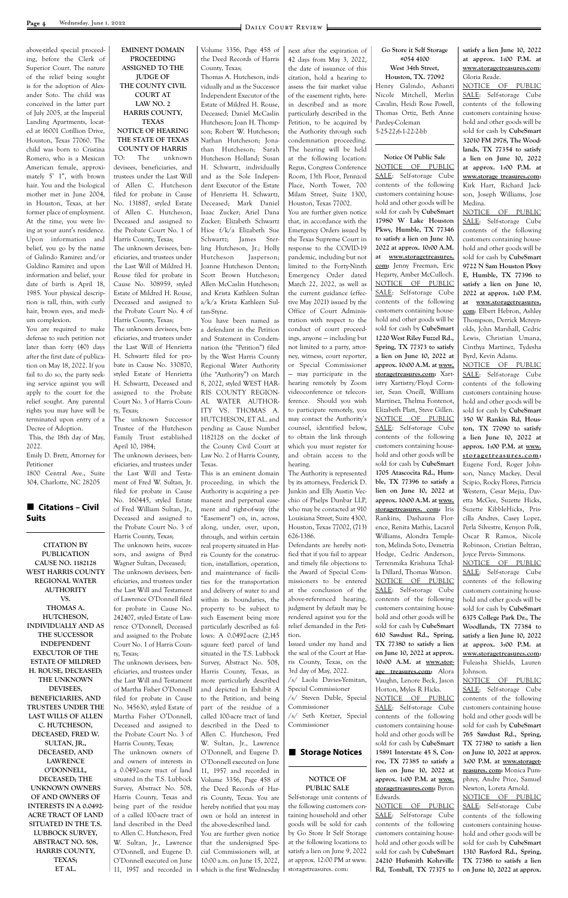above-titled special proceeding, before the Clerk of Superior Court. The nature of the relief being sought is for the adoption of Alexander Soto. The child was conceived in the latter part of July 2005, at the Imperial Landing Apartments, located at 16001 Cotillion Drive, Houston, Texas 77060. The child was born to Cristina Romero, who is a Mexican American female, approximately 5' 1", with brown hair. You and the biological mother met in June 2004, in Houston, Texas, at her former place of employment. At the time, you were living at your aunt's residence. Upon information and belief, you go by the name of Galindo Ramirez and/or Galdino Ramirez and upon information and belief, your date of birth is April 18, 1985. Your physical description is tall, thin, with curly hair, brown eyes, and medium complexion.

You are required to make defense to such petition not later than forty (40) days after the first date of publication on May 18, 2022. If you fail to do so, the party seeking service against you will apply to the court for the relief sought. Any parental rights you may have will be terminated upon entry of a Decree of Adoption.

This, the 18th day of May, 2022.

Emily D. Bretz, Attorney for Petitioner

1800 Central Ave., Suite 304, Charlotte, NC 28205

## Citations – Civil Suits

**CITATION BY PUBLICATION CAUSE NO. 1182128 WEST HARRIS COUNTY REGIONAL WATER AUTHORITY VS. THOMAS A. HUTCHESON, INDIVIDUALLY AND AS THE SUCCESSOR INDEPENDENT EXECUTOR OF THE ESTATE OF MILDRED H. ROUSE, DECEASED; THE UNKNOWN DEVISEES, BENEFICIARIES, AND TRUSTEES UNDER THE LAST WILLS OF ALLEN C. HUTCHESON, DECEASED, FRED W. SULTAN, JR., DECEASED, AND LAWRENCE O'DONNELL, DECEASED; THE UNKNOWN OWNERS OF AND OWNERS OF INTERESTS IN A 0.0492-ACRE TRACT OF LAND SITUATED IN THE T.S. LUBBOCK SURVEY, ABSTRACT NO. 508, HARRIS COUNTY, TEXAS; ET AL.**

**EMINENT DOMAIN PROCEEDING ASSIGNED TO THE JUDGE OF THE COUNTY CIVIL COURT AT LAW NO. 2 HARRIS COUNTY, TEXAS NOTICE OF HEARING THE STATE OF TEXAS COUNTY OF HARRIS**

TO: The unknown devisees, beneficiaries, and trustees under the Last Will of Allen C. Hutcheson filed for probate in Cause No. 131887, styled Estate of Allen C. Hutcheson, Deceased and assigned to the Probate Court No. 1 of Harris County, Texas;

The unknown devisees, beneficiaries, and trustees under the Last Will of Mildred H. Rouse filed for probate in Cause No. 308959, styled Estate of Mildred H. Rouse, Deceased and assigned to the Probate Court No. 4 of Harris County, Texas;

The unknown devisees, beneficiaries, and trustees under the Last Will of Henrietta H. Schwartz filed for probate in Cause No. 330870, styled Estate of Henrietta H. Schwartz, Deceased and assigned to the Probate Court No. 3 of Harris County, Texas;

The unknown Successor Trustee of the Hutcheson Family Trust established April 10, 1984;

The unknown devisees, beneficiaries, and trustees under the Last Will and Testament of Fred W. Sultan, Jr. filed for probate in Cause No. 160445, styled Estate of Fred William Sultan, Jr., Deceased and assigned to the Probate Court No. 3 of Harris County, Texas;

The unknown heirs, successors, and assigns of Byrd Wagner Sultan, Deceased;

The unknown devisees, beneficiaries, and trustees under the Last Will and Testament of Lawrence O'Donnell filed for probate in Cause No. 242407, styled Estate of Lawrence O'Donnell, Deceased and assigned to the Probate Court No. 1 of Harris County, Texas;

The unknown devisees, beneficiaries, and trustees under the Last Will and Testament of Martha Fisher O'Donnell filed for probate in Cause No. 345630, styled Estate of Martha Fisher O'Donnell, Deceased and assigned to the Probate Court No. 3 of Harris County, Texas;

The unknown owners of and owners of interests in a 0.0492-acre tract of land situated in the T.S. Lubbock Survey, Abstract No. 508, Harris County, Texas and being part of the residue of a called 100-acre tract of land described in the Deed to Allen C. Hutcheson, Fred W. Sultan, Jr., Lawrence O'Donnell, and Eugene D. O'Donnell executed on June 11, 1957 and recorded in Volume 3356, Page 458 of the Deed Records of Harris County, Texas;

Thomas A. Hutcheson, individually and as the Successor Independent Executor of the Estate of Mildred H. Rouse, Deceased; Daniel McCaslin Hutcheson; Joan H. Thompson; Robert W. Hutcheson; Nathan Hutcheson; Jonathan Hutcheson; Sarah Hutcheson Holland; Susan H. Schwartz, individually and as the Sole Independent Executor of the Estate of Henrietta H. Schwartz, Deceased; Mark Daniel Isaac Zucker; Ariel Dana Zucker; Elizabeth Schwartz Hioe f/k/a Elizabeth Sue Schwartz; James Sterling Hutcheson, Jr.; Holly Hutcheson Jasperson; Joanne Hutcheson Denton; Scott Brown Hutcheson; Allen McCaslin Hutcheson; and Krista Kathleen Sultan a/k/a Krista Kathleen Sultan-Styne.

You have been named as a defendant in the Petition and Statement in Condemnation (the "Petition") filed by the West Harris County Regional Water Authority (the "Authority") on March 8, 2022, styled WEST HARRIS COUNTY REGIONAL WATER AUTHORITY VS. THOMAS A. HUTCHESON, ET AL. and pending as Cause Number 1182128 on the docket of the County Civil Court at Law No. 2 of Harris County, Texas.

This is an eminent domain proceeding, in which the Authority is acquiring a permanent and perpetual easement and right-of-way (the "Easement") on, in, across, along, under, over, upon, through, and within certain real property situated in Harris County for the construction, installation, operation, and maintenance of facilities for the transportation and delivery of water to and within its boundaries, the property to be subject to such Easement being more particularly described as follows: A 0.0492-acre (2,145 square feet) parcel of land situated in the T.S. Lubbock Survey, Abstract No. 508, Harris County, Texas, as more particularly described and depicted in Exhibit A to the Petition, and being part of the residue of a called 100-acre tract of land described in the Deed to Allen C. Hutcheson, Fred W. Sultan, Jr., Lawrence O'Donnell, and Eugene D. O'Donnell executed on June 11, 1957 and recorded in Volume 3356, Page 458 of the Deed Records of Harris County, Texas. You are hereby notified that you may own or hold an interest in the above-described land.

You are further given notice that the undersigned Special Commissioners will, at 10:00 a.m. on June 15, 2022, which is the first Wednesday next after the expiration of 42 days from May 3, 2022, the date of issuance of this citation, hold a hearing to assess the fair market value of the easement rights, herein described and as more particularly described in the Petition, to be acquired by the Authority through such condemnation proceeding. The hearing will be held at the following location: Regus, Congress Conference Room, 13th Floor, Pennzoil Place, North Tower, 700 Milam Street, Suite 1300, Houston, Texas 77002.

You are further given notice that, in accordance with the Emergency Orders issued by the Texas Supreme Court in response to the COVID-19 pandemic, including but not limited to the Forty-Ninth Emergency Order dated March 22, 2022, as well as the current guidance (effective May 2021) issued by the Office of Court Administration with respect to the conduct of court proceedings, anyone — including but not limited to a party, attorney, witness, court reporter, or Special Commissioner — may participate in the hearing remotely by Zoom videoconference or teleconference. Should you wish to participate remotely, you may contact the Authority's counsel, identified below, to obtain the link through which you must register for and obtain access to the hearing.

The Authority is represented by its attorneys, Frederick D. Junkin and Elly Austin Vecchio of Phelps Dunbar LLP, who may be contacted at 910 Louisiana Street, Suite 4300, Houston, Texas 77002, (713) 626-1386.

Defendants are hereby notified that if you fail to appear and timely file objections to the Award of Special Commissioners to be entered at the conclusion of the above-referenced hearing, judgment by default may be rendered against you for the relief demanded in the Petition.

Issued under my hand and the seal of the Court at Harris County, Texas, on the 3rd day of May, 2022.

/s/ Laolu Davies-Yemitan, Special Commissioner

/s/ Steven Duble, Special Commissioner

/s/ Seth Kretzer, Special Commissioner

## Storage Notices

**NOTICE OF PUBLIC SALE**

Self-storage unit contents of the following customers containing household and other goods will be sold for cash by Go Store It Self Storage at the following locations to satisfy a lien on June 9, 2022 at approx. 12:00 PM at www.storagetreasures.com:

**Go Store it Self Storage #054 4100 West 34th Street, Houston, TX. 77092**
Henry Galindo, Ashanti Nicole Mitchell, Merlin Cavalin, Heidi Rose Powell, Thomas Ortiz, Beth Anne Pardey-Coleman
5-25-22;6-1-22-2-bb

**Notice Of Public Sale**

NOTICE OF PUBLIC SALE: Self-storage Cube contents of the following customers containing household and other goods will be sold for cash by **CubeSmart 17980 W Lake Houston Pkwy, Humble, TX 77346 to satisfy a lien on June 10, 2022 at approx. 10:00 A.M. at www.storagetreasures.com:** Jenny Freeman, Eric Hegarty, Amber McCulloch.

NOTICE OF PUBLIC SALE: Self-storage Cube contents of the following customers containing household and other goods will be sold for cash by **CubeSmart 1220 West Riley Fuzzel Rd., Spring, TX 77373 to satisfy a lien on June 10, 2022 at approx. 10:00 A.M. at www.storagetreasures.com:** Xartistry Xartistry/Floyd Cormier, Sean Oneill, Willliam Martinez, Thelma Fontenot, Elizabeth Platt, Steve Gillen.

NOTICE OF PUBLIC SALE: Self-storage Cube contents of the following customers containing household and other goods will be sold for cash by **CubeSmart 1705 Atascocita Rd., Humble, TX 77396 to satisfy a lien on June 10, 2022 at approx. 10:00 A.M. at www.storagetreasures.com:** Iris Rankins, Dashauna Florence, Renita Mathis, Lacarol Williams, Alondra Templeton, Melinda Soto, Demetria Hodge, Cedric Anderson, Terrenmika Krishuna Tchalla Dillard, Thomas Watson.

NOTICE OF PUBLIC SALE: Self-storage Cube contents of the following customers containing household and other goods will be sold for cash by **CubeSmart 610 Sawdust Rd., Spring, TX 77380 to satisfy a lien on June 10, 2022 at approx. 10:00 A.M. at www.storage treasures.com:** Alora Vaughn, Lenore Beck, Jason Horton, Myles R Hicks.

NOTICE OF PUBLIC SALE: Self-storage Cube contents of the following customers containing household and other goods will be sold for cash by **CubeSmart 15891 Interstate 45 S, Conroe, TX 77385 to satisfy a lien on June 10, 2022 at approx. 1:00 P.M. at www.storagetreasures.com:** Byron Edwards.

NOTICE OF PUBLIC SALE: Self-storage Cube contents of the following customers containing household and other goods will be sold for cash by **CubeSmart 24210 Hufsmith Kohrville Rd, Tomball, TX 77375 to satisfy a lien June 10, 2022 at approx. 1:00 P.M. at www.storagetreasures.com:** Gloria Reade.

NOTICE OF PUBLIC SALE: Self-storage Cube contents of the following customers containing household and other goods will be sold for cash by **CubeSmart 32010 FM 2978, The Woodlands, TX 77354 to satisfy a lien on June 10, 2022 at approx. 1:00 P.M. at www.storage treasures.com:** Kirk Hart, Richard Jackson, Joseph Williams, Jose Medina.

NOTICE OF PUBLIC SALE: Self-storage Cube contents of the following customers containing household and other goods will be sold for cash by **CubeSmart 9722 N Sam Houston Pkwy E, Humble, TX 77396 to satisfy a lien on June 10, 2022 at approx. 1:00 P.M. at www.storagetreasures.com:** Elbert Hebron, Ashley Thompson, Derrick Mcreynolds, John Marshall, Cedric Lewis, Christian Umana, Cinthya Martinez, Tydesha Byrd, Kevin Adams.

NOTICE OF PUBLIC SALE: Self-storage Cube contents of the following customers containing household and other goods will be sold for cash by **CubeSmart 350 W Rankin Rd, Houston, TX 77090 to satisfy a lien June 10, 2022 at approx. 1:00 P.M. at www.storagetreasures.com;** Eugene Ford, Roger Johnson, Nancy Mackey, Deval Scipio, Rocky Flores, Patricia Western, Cesar Mejia, Davetta McGee, Suzette Hicks, Suzette KibbleHicks, Priscilla Andres, Casey Lopez, Perla Silvestre, Kenyon Polk, Oscar R Ramos, Nicole Robinson, Cristian Beltran, Joyce Pervis- Simmons.

NOTICE OF PUBLIC SALE: Self-storage Cube contents of the following customers containing household and other goods will be sold for cash by **CubeSmart 6375 College Park Dr., The Woodlands, TX 77384 to satisfy a lien June 10, 2022 at approx. 3:00 P.M. at www.storagetreasures.com:** Fuleasha Shields, Lauren Johnson.

NOTICE OF PUBLIC SALE: Self-storage Cube contents of the following customers containing household and other goods will be sold for cash by **CubeSmart 765 Sawdust Rd., Spring, TX 77380 to satisfy a lien on June 10, 2022 at approx. 3:00 P.M. at www.storagetreasures.com:** Monica Pumphrey, Andre Price, Samuel Newton, Loreta Arnold.

NOTICE OF PUBLIC SALE: Self-storage Cube contents of the following customers containing household and other goods will be sold for cash by **CubeSmart 1310 Rayford Rd., Spring, TX 77386 to satisfy a lien on June 10, 2022 at approx.**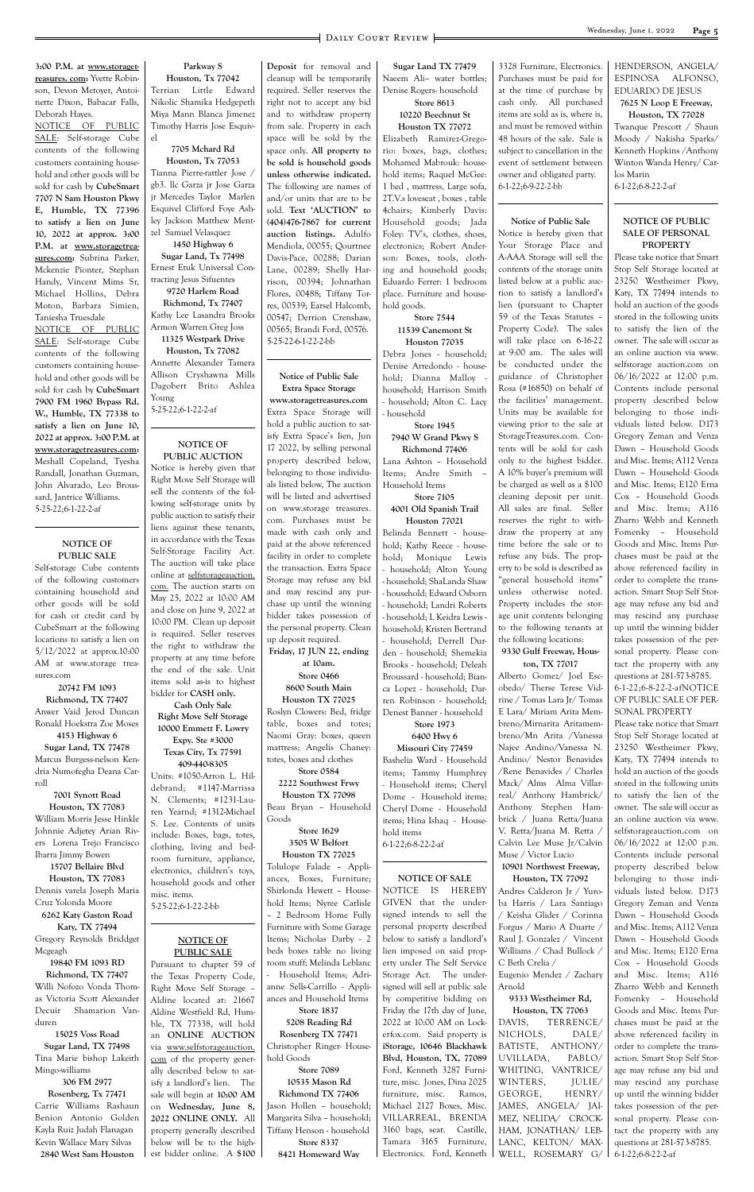3:00 P.M. at www.storagetreasures.com: Yvette Robinson, Devon Metoyer, Antoinette Dixon, Babacar Falls, Deborah Hayes.

NOTICE OF PUBLIC SALE: Self-storage Cube contents of the following customers containing household and other goods will be sold for cash by **CubeSmart 7707 N Sam Houston Pkwy E, Humble, TX 77396 to satisfy a lien on June 10, 2022 at approx. 3:00 P.M. at www.storagetreasures.com:** Subrina Parker, Mckenzie Pionter, Stephan Handy, Vincent Mims Sr, Michael Hollins, Debra Moton, Barbara Simien, Taniesha Truesdale

NOTICE OF PUBLIC SALE: Self-storage Cube contents of the following customers containing household and other goods will be sold for cash by **CubeSmart 7900 FM 1960 Bypass Rd. W., Humble, TX 77338 to satisfy a lien on June 10, 2022 at approx. 3:00 P.M. at www.storagetreasures.com:** Meshall Copeland, Tyesha Randall, Jonathan Guzman, John Alvarado, Leo Broussard, Jantrice Williams.

5-25-22;6-1-22-2-af

## NOTICE OF PUBLIC SALE

Self-storage Cube contents of the following customers containing household and other goods will be sold for cash or credit card by CubeSmart at the following locations to satisfy a lien on 5/12/2022 at approx.10:00 AM at www.storage treasures.com

**20742 FM 1093**
**Richmond, TX 77407**
Anwer Vaid Jerod Duncan Ronald Hoekstra Zoe Moses

**4153 Highway 6**
**Sugar Land, TX 77478**
Marcus Burgess-nelson Kendria Numofegha Deana Carroll

**7001 Synott Road**
**Houston, TX 77083**
William Morris Jesse Hinkle Johnnie Adjetey Arian Rivers Lorena Trejo Francisco Ibarra Jimmy Bowen

**15707 Bellaire Blvd**
**Houston, TX 77083**
Dennis varela Joseph Maria Cruz Yolonda Moore

**6262 Katy Gaston Road**
**Katy, TX 77494**
Gregory Reynolds Briddget Mcgeagh

**19840 FM 1093 RD**
**Richmond, TX 77407**
Willi Nofozo Vonda Thomas Victoria Scott Alexander Decuir Shamarion Vanduren

**15025 Voss Road**
**Sugar Land, TX 77498**
Tina Marie bishop Lakeith Mingo-williams

**306 FM 2977**
**Rosenberg, Tx 77471**
Carrie Williams Rashaun Benion Antonio Golden Kayla Ruiz Judah Flanagan Kevin Wallace Mary Silvas

**2840 West Sam Houston Parkway S**
**Houston, Tx 77042**
Terrian Little Edward Nikolic Shamika Hedgepeth Miya Mann Blanca Jimenez Timothy Harris Jose Esquivel

**7705 Mchard Rd**
**Houston, Tx 77053**
Tianna Pierre-rattler Jose / gb3. llc Garza jr Jose Garza jr Mercedes Taylor Marlen Esquivel Clifford Foye Ashley Jackson Matthew Mentzel Samuel Velasquez

**1450 Highway 6**
**Sugar Land, Tx 77498**
Ernest Etuk Universal Contracting Jesus Sifuentes

**9720 Harlem Road**
**Richmond, Tx 77407**
Kathy Lee Lasandra Brooks Armon Warren Greg Joss

**11325 Westpark Drive**
**Houston, Tx 77082**
Annette Alexander Tamera Allison Cryshawna Mills Dagobert Brito Ashlea Young

5-25-22;6-1-22-2-af

## NOTICE OF PUBLIC AUCTION

Notice is hereby given that Right Move Self Storage will sell the contents of the following self-storage units by public auction to satisfy their liens against these tenants, in accordance with the Texas Self-Storage Facility Act. The auction will take place online at selfstorageauction.com. The auction starts on May 25, 2022 at 10:00 AM and close on June 9, 2022 at 10:00 PM. Clean up deposit is required. Seller reserves the right to withdraw the property at any time before the end of the sale. Unit items sold as-is to highest bidder for **CASH only.**

**Cash Only Sale**
**Right Move Self Storage**
**10000 Emmett F. Lowry Expy. Ste #3000**
**Texas City, Tx 77591**
**409-440-8305**

Units: #1050-Arron L. Hildebrand; #1147-Marrissa N. Clements; #1231-Lauren Yearnd; #1312-Michael S. Lee. Contents of units include: Boxes, bags, totes, clothing, living and bedroom furniture, appliance, electronics, children's toys, household goods and other misc. items.

5-25-22;6-1-22-2-bb

## NOTICE OF PUBLIC SALE

Pursuant to chapter 59 of the Texas Property Code, Right Move Self Storage – Aldine located at: 21667 Aldine Westfield Rd, Humble, TX 77338, will hold an **ONLINE AUCTION** via www.selfstorageauction.com of the property generally described below to satisfy a landlord's lien. The sale will begin at **10:00 AM** on **Wednesday, June 8, 2022 ONLINE ONLY.** All property generally described below will be to the highest bidder online. A **$100 Deposit** for removal and cleanup will be temporarily required. Seller reserves the right not to accept any bid and to withdraw property from sale. Property in each space will be sold by the space only. **All property to be sold is household goods unless otherwise indicated.** The following are names of and/or units that are to be sold. **Text 'AUCTION' to (404)476-7867 for current auction listings.** Adulfo Mendiola, 00055; Qourtnee Davis-Pace, 00288; Darian Lane, 00289; Shelly Harrison, 00394; Johnathan Flores, 00488; Tiffany Torres, 00539; Earsel Halcomb, 00547; Derrion Crenshaw, 00565; Brandi Ford, 00576.

5-25-22-6-1-22-2-bb

## Notice of Public Sale Extra Space Storage

**www.storagetreasures.com**

Extra Space Storage will hold a public auction to satisfy Extra Space's lien, Jun 17 2022, by selling personal property described below, belonging to those individuals listed below, The auction will be listed and advertised on www.storage treasures.com. Purchases must be made with cash only and paid at the above referenced facility in order to complete the transaction. Extra Space Storage may refuse any bid and may rescind any purchase up until the winning bidder takes possession of the personal property. Clean up deposit required.

**Friday, 17 JUN 22, ending at 10am.**

**Store 0466**
**8600 South Main**
**Houston TX 77025**
Roslyn Clowers: Bed, fridge table, boxes and totes; Naomi Gray: boxes, queen mattress; Angelis Chaney: totes, boxes and clothes

**Store 0584**
**2222 Southwest Frwy**
**Houston TX 77098**
Beau Bryan – Household Goods

**Store 1629**
**3505 W Belfort**
**Houston TX 77025**
Tolulope Falade – Appliances, Boxes, Furniture; Shirlonda Hewett – Household Items; Nyree Carlisle – 2 Bedroom Home Fully Furniture with Some Garage Items; Nicholas Darby - 2 beds boxes table no living room stuff; Melinda Leblanc - Household Items; Adrianne Sells-Carrillo - Appliances and Household Items

**Store 1837**
**5208 Reading Rd**
**Rosenberg TX 77471**
Christopher Ringer- Household Goods

**Store 7089**
**10535 Mason Rd**
**Richmond TX 77406**
Jason Hollen – household; Margarita Silva – household; Tiffany Henson - household

**Store 8337**
**8421 Homeward Way**
**Sugar Land TX 77479**
Naeem Ali– water bottles; Denise Rogers- household

**Store 8613**
**10220 Beechnut St**
**Houston TX 77072**
Elizabeth Ramirez-Gregorio: boxes, bags, clothes; Mohamed Mabrouk: household items; Raquel McGee: 1 bed , mattress, Large sofa, 2T.V.s loveseat , boxes , table 4chairs; Kimberly Davis: Household goods; Jada Foley: TV's, clothes, shoes, electronics; Robert Anderson: Boxes, tools, clothing and household goods; Eduardo Ferrer: 1 bedroom place. Furniture and household goods.

**Store 7544**
**11539 Canemont St**
**Houston 77035**
Debra Jones - household; Denise Arredondo - household; Dianna Malloy - household; Harrison Smith - household; Alton C. Lacy - household

**Store 1945**
**7940 W Grand Pkwy S**
**Richmond 77406**
Lana Ashton – Household Items; Andre Smith – Household Items

**Store 7105**
**4001 Old Spanish Trail**
**Houston 77021**
Belinda Bennett - household; Kathy Reece - household; Monique Lewis - household; Alton Young - household; ShaLanda Shaw - household; Edward Osborn - household; Landri Roberts - household; L Keidra Lewis - household; Kristen Bertrand - household; Derrell Durden - household; Shemekia Brooks - household; Deleah Broussard - household; Bianca Lopez - household; Darren Robinson - household; Denest Banner - household

**Store 1973**
**6400 Hwy 6**
**Missouri City 77459**
Bashelia Ward - Household items; Tammy Humphrey - Household items; Cheryl Dome - Household items; Cheryl Dome - Household items; Hina Ishaq - Household items

6-1-22;6-8-22-2-af

## NOTICE OF SALE

NOTICE IS HEREBY GIVEN that the undersigned intends to sell the personal property described below to satisfy a landlord's lien imposed on said property under The Self Service Storage Act. The undersigned will sell at public sale by competitive bidding on Friday the 17th day of June, 2022 at 10:00 AM on Lockerfox.com. Said property is **iStorage, 10646 Blackhawk Blvd, Houston, TX, 77089** Ford, Kenneth 3287 Furniture, misc. Jones, Dina 2025 furniture, misc. Ramos, Michael 2127 Boxes, Misc. VILLARREAL, BRENDA 3160 bags, seat. Castille, Tamara 3165 Furniture, Electronics. Ford, Kenneth 3328 Furniture, Electronics. Purchases must be paid for at the time of purchase by cash only. All purchased items are sold as is, where is, and must be removed within 48 hours of the sale. Sale is subject to cancellation in the event of settlement between owner and obligated party.

6-1-22;6-9-22-2-bb

## Notice of Public Sale

Notice is hereby given that Your Storage Place and A-AAA Storage will sell the contents of the storage units listed below at a public auction to satisfy a landlord's lien (pursuant to Chapter 59 of the Texas Statutes – Property Code). The sales will take place on 6-16-22 at 9:00 am. The sales will be conducted under the guidance of Christopher Rosa (#16850) on behalf of the facilities' management. Units may be available for viewing prior to the sale at StorageTreasures.com. Contents will be sold for cash only to the highest bidder. A 10% buyer's premium will be charged as well as a $100 cleaning deposit per unit. All sales are final. Seller reserves the right to withdraw the property at any time before the sale or to refuse any bids. The property to be sold is described as "general household items" unless otherwise noted. Property includes the storage unit contents belonging to the following tenants at the following locations:

**9330 Gulf Freeway, Houston, TX 77017**
Alberto Gomez/ Joel Escobedo/ Therse Terese Vidrine / Tomas Lara Jr/ Tomas E Lara/ Miriam Arita Membreno/Mirnarita Aritamembreno/Mn Arita /Vanessa Najee Andino/Vanessa N. Andino/ Nestor Benavides /Rene Benavides / Charles Mack/ Alms Alma Villarreal/ Anthony Hambrick/ Anthony Stephen Hambrick / Juana Retta/Juana V. Retta/Juana M. Retta / Calvin Lee Muse Jr/Calvin Muse / Victor Lucio

**10901 Northwest Freeway, Houston, TX 77092**
Andres Calderon Jr / Yuroba Harris / Lara Santiago / Keisha Glider / Corinna Forgus / Mario A Duarte / Raul J. Gonzalez / Vincent Williams / Chad Bullock / C Beth Crelia / Eugenio Mendez / Zachary Arnold

**9333 Westheimer Rd, Houston, TX 77063**
DAVIS, TERRENCE/ NICHOLS, DALE/ BATISTE, ANTHONY/ UVILLADA, PABLO/ WHITING, VANTRICE/ WINTERS, JULIE/ GEORGE, HENRY/ JAMES, ANGELA/ JAIMEZ, NELIDA/ CROCKHAM, JONATHAN/ LEBLANC, KELTON/ MAXWELL, ROSEMARY G/ HENDERSON, ANGELA/ ESPINOSA ALFONSO, EDUARDO DE JESUS

**7625 N Loop E Freeway, Houston, TX 77028**
Twanque Prescott / Shaun Moody / Nakisha Sparks/ Kenneth Hopkins /Anthony Winton Wanda Henry/ Carlos Marin

6-1-22;6-8-22-2-af

## NOTICE OF PUBLIC SALE OF PERSONAL PROPERTY

Please take notice that Smart Stop Self Storage located at 23250 Westheimer Pkwy, Katy, TX 77494 intends to hold an auction of the goods stored in the following units to satisfy the lien of the owner. The sale will occur as an online auction via www. selfstorage auction.com on 06/16/2022 at 12:00 p.m. Contents include personal property described below belonging to those individuals listed below. D173 Gregory Zeman and Venza Dawn – Household Goods and Misc. Items; A112 Venza Dawn – Household Goods and Misc. Items; E120 Erna Cox – Household Goods and Misc. Items; A116 Zharro Webb and Kenneth Fomenky – Household Goods and Misc. Items Purchases must be paid at the above referenced facility in order to complete the transaction. Smart Stop Self Storage may refuse any bid and may rescind any purchase up until the winning bidder takes possession of the personal property. Please contact the property with any questions at 281-573-8785.

6-1-22;6-8-22-2-afNOTICE OF PUBLIC SALE OF PERSONAL PROPERTY

Please take notice that Smart Stop Self Storage located at 23250 Westheimer Pkwy, Katy, TX 77494 intends to hold an auction of the goods stored in the following units to satisfy the lien of the owner. The sale will occur as an online auction via www. selfstorageauction.com on 06/16/2022 at 12:00 p.m. Contents include personal property described below belonging to those individuals listed below. D173 Gregory Zeman and Venza Dawn – Household Goods and Misc. Items; A112 Venza Dawn – Household Goods and Misc. Items; E120 Erna Cox – Household Goods and Misc. Items; A116 Zharro Webb and Kenneth Fomenky – Household Goods and Misc. Items Purchases must be paid at the above referenced facility in order to complete the transaction. Smart Stop Self Storage may refuse any bid and may rescind any purchase up until the winning bidder takes possession of the personal property. Please contact the property with any questions at 281-573-8785.

6-1-22;6-8-22-2-af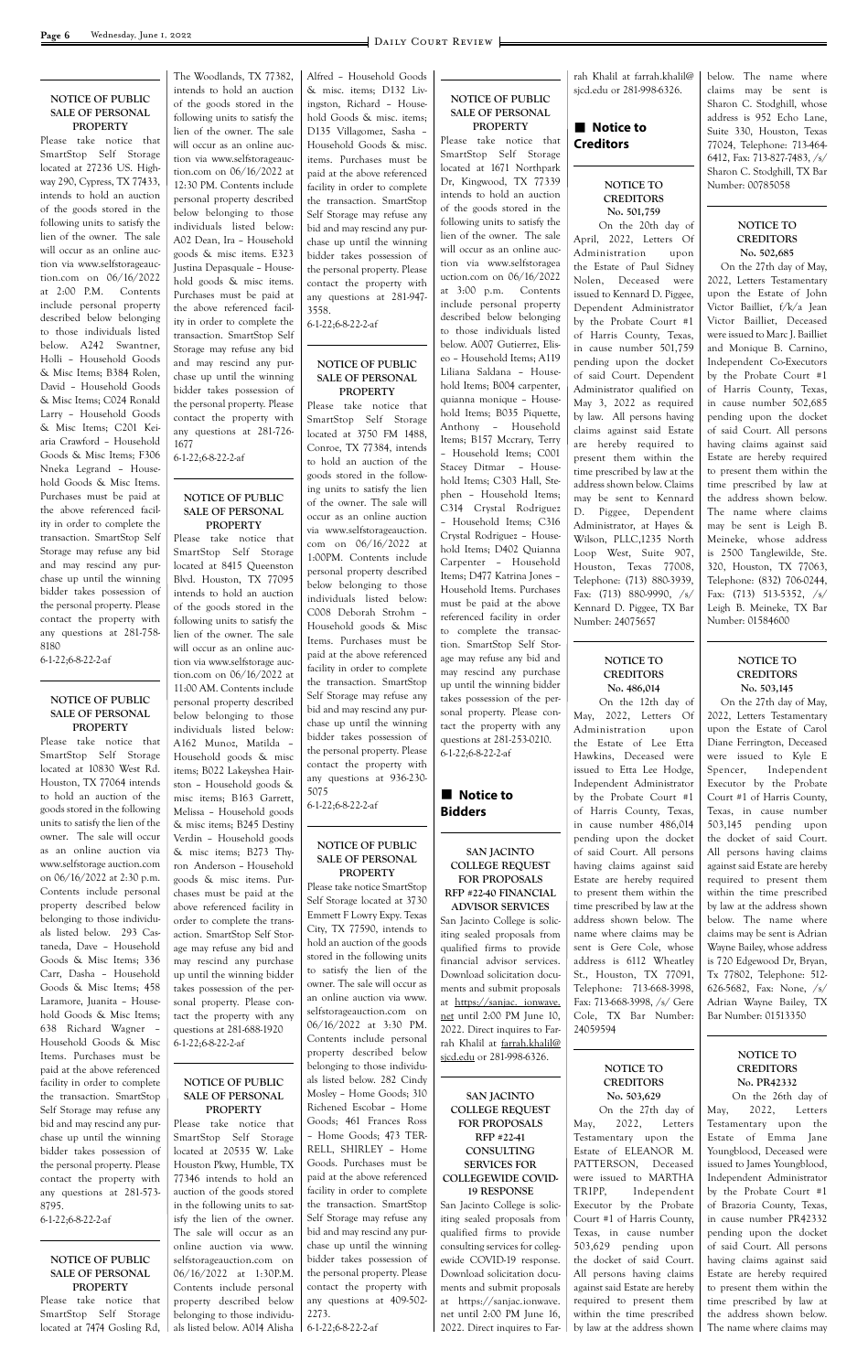#### NOTICE OF PUBLIC SALE OF PERSONAL PROPERTY

Please take notice that SmartStop Self Storage located at 27236 US. Highway 290, Cypress, TX 77433, intends to hold an auction of the goods stored in the following units to satisfy the lien of the owner. The sale will occur as an online auction via www.selfstorageauction.com on 06/16/2022 at 2:00 P.M. Contents include personal property described below belonging to those individuals listed below. A242 Swantner, Holli – Household Goods & Misc Items; B384 Rolen, David – Household Goods & Misc Items; C024 Ronald Larry – Household Goods & Misc Items; C201 Keiaria Crawford – Household Goods & Misc Items; F306 Nneka Legrand – Household Goods & Misc Items. Purchases must be paid at the above referenced facility in order to complete the transaction. SmartStop Self Storage may refuse any bid and may rescind any purchase up until the winning bidder takes possession of the personal property. Please contact the property with any questions at 281-758-8180

6-1-22;6-8-22-2-af

#### NOTICE OF PUBLIC SALE OF PERSONAL PROPERTY

Please take notice that SmartStop Self Storage located at 10830 West Rd. Houston, TX 77064 intends to hold an auction of the goods stored in the following units to satisfy the lien of the owner. The sale will occur as an online auction via www.selfstorage auction.com on 06/16/2022 at 2:30 p.m. Contents include personal property described below belonging to those individuals listed below. 293 Castaneda, Dave – Household Goods & Misc Items; 336 Carr, Dasha – Household Goods & Misc Items; 458 Laramore, Juanita – Household Goods & Misc Items; 638 Richard Wagner – Household Goods & Misc Items. Purchases must be paid at the above referenced facility in order to complete the transaction. SmartStop Self Storage may refuse any bid and may rescind any purchase up until the winning bidder takes possession of the personal property. Please contact the property with any questions at 281-573-8795.

6-1-22;6-8-22-2-af

#### NOTICE OF PUBLIC SALE OF PERSONAL PROPERTY

Please take notice that SmartStop Self Storage located at 7474 Gosling Rd, The Woodlands, TX 77382, intends to hold an auction of the goods stored in the following units to satisfy the lien of the owner. The sale will occur as an online auction via www.selfstorageauction.com on 06/16/2022 at 12:30 PM. Contents include personal property described below belonging to those individuals listed below: A02 Dean, Ira – Household goods & misc items. E323 Justina Depasquale – Household goods & misc items. Purchases must be paid at the above referenced facility in order to complete the transaction. SmartStop Self Storage may refuse any bid and may rescind any purchase up until the winning bidder takes possession of the personal property. Please contact the property with any questions at 281-726-1677

6-1-22;6-8-22-2-af

#### NOTICE OF PUBLIC SALE OF PERSONAL PROPERTY

Please take notice that SmartStop Self Storage located at 8415 Queenston Blvd. Houston, TX 77095 intends to hold an auction of the goods stored in the following units to satisfy the lien of the owner. The sale will occur as an online auction via www.selfstorage auction.com on 06/16/2022 at 11:00 AM. Contents include personal property described below belonging to those individuals listed below: A162 Munoz, Matilda – Household goods & misc items; B022 Lakeyshea Hairston – Household goods & misc items; B163 Garrett, Melissa – Household goods & misc items; B245 Destiny Verdin – Household goods & misc items; B273 Thyron Anderson – Household goods & misc items. Purchases must be paid at the above referenced facility in order to complete the transaction. SmartStop Self Storage may refuse any bid and may rescind any purchase up until the winning bidder takes possession of the personal property. Please contact the property with any questions at 281-688-1920

6-1-22;6-8-22-2-af

#### NOTICE OF PUBLIC SALE OF PERSONAL PROPERTY

Please take notice that SmartStop Self Storage located at 20535 W. Lake Houston Pkwy, Humble, TX 77346 intends to hold an auction of the goods stored in the following units to satisfy the lien of the owner. The sale will occur as an online auction via www.selfstorageauction.com on 06/16/2022 at 1:30P.M. Contents include personal property described below belonging to those individuals listed below. A014 Alisha Alfred – Household Goods & misc. items; D132 Livingston, Richard – Household Goods & misc. items; D135 Villagomez, Sasha – Household Goods & misc. items. Purchases must be paid at the above referenced facility in order to complete the transaction. SmartStop Self Storage may refuse any bid and may rescind any purchase up until the winning bidder takes possession of the personal property. Please contact the property with any questions at 281-947-3558.

6-1-22;6-8-22-2-af

#### NOTICE OF PUBLIC SALE OF PERSONAL PROPERTY

Please take notice that SmartStop Self Storage located at 3750 FM 1488, Conroe, TX 77384, intends to hold an auction of the goods stored in the following units to satisfy the lien of the owner. The sale will occur as an online auction via www.selfstorageauction.com on 06/16/2022 at 1:00PM. Contents include personal property described below belonging to those individuals listed below: C008 Deborah Strohm – Household goods & Misc Items. Purchases must be paid at the above referenced facility in order to complete the transaction. SmartStop Self Storage may refuse any bid and may rescind any purchase up until the winning bidder takes possession of the personal property. Please contact the property with any questions at 936-230-5075

6-1-22;6-8-22-2-af

#### NOTICE OF PUBLIC SALE OF PERSONAL PROPERTY

Please take notice SmartStop Self Storage located at 3730 Emmett F Lowry Expy. Texas City, TX 77590, intends to hold an auction of the goods stored in the following units to satisfy the lien of the owner. The sale will occur as an online auction via www.selfstorageauction.com on 06/16/2022 at 3:30 PM. Contents include personal property described below belonging to those individuals listed below. 282 Cindy Mosley – Home Goods; 310 Richened Escobar – Home Goods; 461 Frances Ross – Home Goods; 473 TERRELL, SHIRLEY – Home Goods. Purchases must be paid at the above referenced facility in order to complete the transaction. SmartStop Self Storage may refuse any bid and may rescind any purchase up until the winning bidder takes possession of the personal property. Please contact the property with any questions at 409-502-2273.

6-1-22;6-8-22-2-af

#### NOTICE OF PUBLIC SALE OF PERSONAL PROPERTY

Please take notice that SmartStop Self Storage located at 1671 Northpark Dr, Kingwood, TX 77339 intends to hold an auction of the goods stored in the following units to satisfy the lien of the owner. The sale will occur as an online auction via www.selfstorageauction.com on 06/16/2022 at 3:00 p.m. Contents include personal property described below belonging to those individuals listed below. A007 Gutierrez, Eliseo – Household Items; A119 Liliana Saldana – Household Items; B004 carpenter, quianna monique – Household Items; B035 Piquette, Anthony – Household Items; B157 Mccrary, Terry – Household Items; C001 Stacey Ditmar – Household Items; C303 Hall, Stephen – Household Items; C314 Crystal Rodriguez – Household Items; C316 Crystal Rodriguez – Household Items; D402 Quianna Carpenter – Household Items; D477 Katrina Jones – Household Items. Purchases must be paid at the above referenced facility in order to complete the transaction. SmartStop Self Storage may refuse any bid and may rescind any purchase up until the winning bidder takes possession of the personal property. Please contact the property with any questions at 281-253-0210.

6-1-22;6-8-22-2-af

## Notice to Bidders

#### SAN JACINTO COLLEGE REQUEST FOR PROPOSALS RFP #22-40 FINANCIAL ADVISOR SERVICES

San Jacinto College is soliciting sealed proposals from qualified firms to provide financial advisor services. Download solicitation documents and submit proposals at https://sanjac.ionwave.net until 2:00 PM June 10, 2022. Direct inquires to Farrah Khalil at farrah.khalil@sjcd.edu or 281-998-6326.

#### SAN JACINTO COLLEGE REQUEST FOR PROPOSALS RFP #22-41 CONSULTING SERVICES FOR COLLEGEWIDE COVID-19 RESPONSE

San Jacinto College is soliciting sealed proposals from qualified firms to provide consulting services for collegewide COVID-19 response. Download solicitation documents and submit proposals at https://sanjac.ionwave.net until 2:00 PM June 16, 2022. Direct inquires to Farrah Khalil at farrah.khalil@sjcd.edu or 281-998-6326.

## Notice to Creditors

#### NOTICE TO CREDITORS No. 501,759

On the 20th day of April, 2022, Letters Of Administration upon the Estate of Paul Sidney Nolen, Deceased were issued to Kennard D. Piggee, Dependent Administrator by the Probate Court #1 of Harris County, Texas, in cause number 501,759 pending upon the docket of said Court. Dependent Administrator qualified on May 3, 2022 as required by law. All persons having claims against said Estate are hereby required to present them within the time prescribed by law at the address shown below. Claims may be sent to Kennard D. Piggee, Dependent Administrator, at Hayes & Wilson, PLLC,1235 North Loop West, Suite 907, Houston, Texas 77008, Telephone: (713) 880-3939, Fax: (713) 880-9990, /s/ Kennard D. Piggee, TX Bar Number: 24075657

#### NOTICE TO CREDITORS No. 486,014

On the 12th day of May, 2022, Letters Of Administration upon the Estate of Lee Etta Hawkins, Deceased were issued to Etta Lee Hodge, Independent Administrator by the Probate Court #1 of Harris County, Texas, in cause number 486,014 pending upon the docket of said Court. All persons having claims against said Estate are hereby required to present them within the time prescribed by law at the address shown below. The name where claims may be sent is Gere Cole, whose address is 6112 Wheatley St., Houston, TX 77091, Telephone: 713-668-3998, Fax: 713-668-3998, /s/ Gere Cole, TX Bar Number: 24059594

#### NOTICE TO CREDITORS No. 503,629

On the 27th day of May, 2022, Letters Testamentary upon the Estate of ELEANOR M. PATTERSON, Deceased were issued to MARTHA TRIPP, Independent Executor by the Probate Court #1 of Harris County, Texas, in cause number 503,629 pending upon the docket of said Court. All persons having claims against said Estate are hereby required to present them within the time prescribed by law at the address shown below. The name where claims may be sent is Sharon C. Stodghill, whose address is 952 Echo Lane, Suite 330, Houston, Texas 77024, Telephone: 713-464-6412, Fax: 713-827-7483, /s/ Sharon C. Stodghill, TX Bar Number: 00785058

#### NOTICE TO CREDITORS No. 502,685

On the 27th day of May, 2022, Letters Testamentary upon the Estate of John Victor Bailliet, f/k/a Jean Victor Bailliet, Deceased were issued to Marc J. Bailliet and Monique B. Carnino, Independent Co-Executors by the Probate Court #1 of Harris County, Texas, in cause number 502,685 pending upon the docket of said Court. All persons having claims against said Estate are hereby required to present them within the time prescribed by law at the address shown below. The name where claims may be sent is Leigh B. Meineke, whose address is 2500 Tanglewilde, Ste. 320, Houston, TX 77063, Telephone: (832) 706-0244, Fax: (713) 513-5352, /s/ Leigh B. Meineke, TX Bar Number: 01584600

#### NOTICE TO CREDITORS No. 503,145

On the 27th day of May, 2022, Letters Testamentary upon the Estate of Carol Diane Ferrington, Deceased were issued to Kyle E Spencer, Independent Executor by the Probate Court #1 of Harris County, Texas, in cause number 503,145 pending upon the docket of said Court. All persons having claims against said Estate are hereby required to present them within the time prescribed by law at the address shown below. The name where claims may be sent is Adrian Wayne Bailey, whose address is 720 Edgewood Dr, Bryan, Tx 77802, Telephone: 512-626-5682, Fax: None, /s/ Adrian Wayne Bailey, TX Bar Number: 01513350

#### NOTICE TO CREDITORS No. PR42332

On the 26th day of May, 2022, Letters Testamentary upon the Estate of Emma Jane Youngblood, Deceased were issued to James Youngblood, Independent Administrator by the Probate Court #1 of Brazoria County, Texas, in cause number PR42332 pending upon the docket of said Court. All persons having claims against said Estate are hereby required to present them within the time prescribed by law at the address shown below. The name where claims may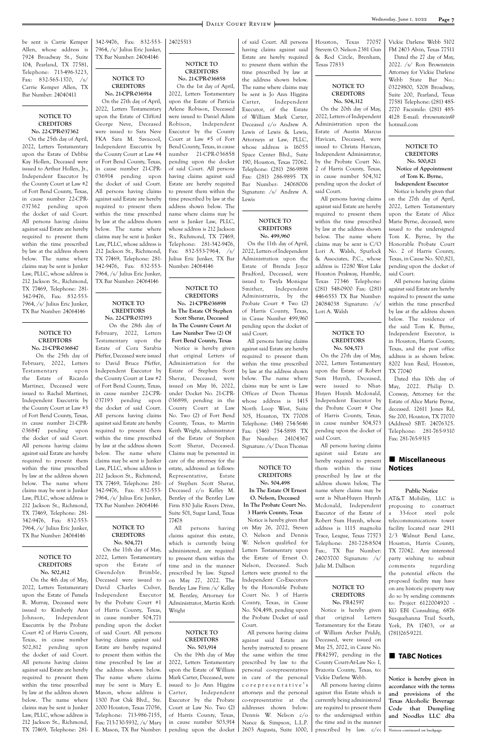be sent is Carrie Kemper Allen, whose address is 7924 Broadway St., Suite 104, Pearland, TX 77581, Telephone: 713-496-3223, Fax: 832-565-1370, /s/ Carrie Kemper Allen, TX Bar Number: 24040411

**NOTICE TO CREDITORS**
**No. 22-CPR-037362**

On the 25th day of April, 2022, Letters Testamentary upon the Estate of Debbie Kay Hollen, Deceased were issued to Arthur Hollen, Jr., Independent Executor by the County Court at Law #2 of Fort Bend County, Texas, in cause number 22-CPR-037362 pending upon the docket of said Court. All persons having claims against said Estate are hereby required to present them within the time prescribed by law at the address shown below. The name where claims may be sent is Junker Law, PLLC, whose address is 212 Jackson St., Richmond, TX 77469, Telephone: 281-342-9476, Fax: 832-553-7964, /s/ Julius Eric Junker, TX Bar Number: 24064146

**NOTICE TO CREDITORS**
**No. 21-CPR-036847**

On the 25th day of February, 2022, Letters Testamentary upon the Estate of Ricardo Martinez, Deceased were issued to Rachel Martinez, Independent Executrix by the County Court at Law #3 of Fort Bend County, Texas, in cause number 21-CPR-036847 pending upon the docket of said Court. All persons having claims against said Estate are hereby required to present them within the time prescribed by law at the address shown below. The name where claims may be sent is Junker Law, PLLC, whose address is 212 Jackson St., Richmond, TX 77469, Telephone: 281-342-9476, Fax: 832-553-7964, /s/ Julius Eric Junker, TX Bar Number: 24064146

**NOTICE TO CREDITORS**
**No. 502,812**

On the 4th day of May, 2022, Letters Testamentary upon the Estate of Pamela R. Murray, Deceased were issued to Kimberly Ann Johnson, Independent Executrix by the Probate Court #2 of Harris County, Texas, in cause number 502,812 pending upon the docket of said Court. All persons having claims against said Estate are hereby required to present them within the time prescribed by law at the address shown below. The name where claims may be sent is Junker Law, PLLC, whose address is 212 Jackson St., Richmond, TX 77469, Telephone: 281-342-9476, Fax: 832-553-7964, /s/ Julius Eric Junker, TX Bar Number: 24064146

**NOTICE TO CREDITORS**
**No. 21-CPR-036914**

On the 27th day of April, 2022, Letters Testamentary upon the Estate of Clifford George Neve, Deceased were issued to Sara Neve FKA Sara M. Savacool, Independent Executrix by the County Court at Law #4 of Fort Bend County, Texas, in cause number 21-CPR-036914 pending upon the docket of said Court. All persons having claims against said Estate are hereby required to present them within the time prescribed by law at the address shown below. The name where claims may be sent is Junker Law, PLLC, whose address is 212 Jackson St., Richmond, TX 77469, Telephone: 281-342-9476, Fax: 832-553-7964, /s/ Julius Eric Junker, TX Bar Number: 24064146

**NOTICE TO CREDITORS**
**No. 22-CPR-037193**

On the 28th day of February, 2022, Letters Testamentary upon the Estate of Cora Sarabia Pfeffer, Deceased were issued to David Bruce Pfeffer, Independent Executor by the County Court at Law #2 of Fort Bend County, Texas, in cause number 22-CPR-037193 pending upon the docket of said Court. All persons having claims against said Estate are hereby required to present them within the time prescribed by law at the address shown below. The name where claims may be sent is Junker Law, PLLC, whose address is 212 Jackson St., Richmond, TX 77469, Telephone: 281-342-9476, Fax: 832-553-7964, /s/ Julius Eric Junker, TX Bar Number: 24064146

**NOTICE TO CREDITORS**
**No. 504,771**

On the 11th day of May, 2022, Letters Testamentary upon the Estate of Gwendolyn Brimble, Deceased were issued to David Charles Culver, Independent Executor by the Probate Court #1 of Harris County, Texas, in cause number 504,771 pending upon the docket of said Court. All persons having claims against said Estate are hereby required to present them within the time prescribed by law at the address shown below. The name where claims may be sent is Mary E. Mason, whose address is 1300 Post Oak Blvd., Ste. 2000 Houston, Texas 77056, Telephone: 713-986-7155, Fax: 713-730-5932, /s/ Mary E. Mason, TX Bar Number: 24025513

**NOTICE TO CREDITORS**
**No. 21-CPR-036858**

On the 1st day of April, 2022, Letters Testamentary upon the Estate of Patricia Arlene Robison, Deceased were issued to Daniel Adam Robison, Independent Executor by the County Court at Law #5 of Fort Bend County, Texas, in cause number 21-CPR-036858 pending upon the docket of said Court. All persons having claims against said Estate are hereby required to present them within the time prescribed by law at the address shown below. The name where claims may be sent is Junker Law, PLLC, whose address is 212 Jackson St., Richmond, TX 77469, Telephone: 281-342-9476, Fax: 832-553-7964, /s/ Julius Eric Junker, TX Bar Number: 24064146

**NOTICE TO CREDITORS**
**No. 21-CPR-036898**
**In The Estate Of Stephen Scott Sherar, Deceased**
**In The County Court At Law Number Two (2) Of Fort Bend County, Texas**

Notice is hereby given that original Letters of Administration for the Estate of Stephen Scott Sherar, Deceased, were issued on May 16, 2022, under Docket No. 21-CPR-036898, pending in the County Court at Law No. Two (2) of Fort Bend County, Texas, to Martin Keith Wright, administrator of the Estate of Stephen Scott Sherar, Deceased. Claims may be persented in care of the attorney for the estate, addressed as follows: Representative, Estate of Stephen Scott Sherar, Deceased c/o Kelley M. Bentley of the Bentley Law Firm 830 Julie Rivers Drive, Suite 501, Sugar Land, Texas 77478

All persons having claims against this estate, which is currently being administered, are required to present them within the time and in the manner prescribed by law. Signed on May 27, 2022. The Bentley Law Firm /s/ Kelley M. Bentley, Attorney for Administrator, Martin Keith Wright

**NOTICE TO CREDITORS**
**No. 503,914**

On the 19th day of May 2022, Letters Testamentary upon the Estate of William Mark Carter, Deceased, were issued to Jo Ann Higgins Carter, Independent Executor by the Probate Court at Law No. Two (2) of Harris County, Texas, in cause number 503,914 pending upon the docket of said Court. All persons having claims against said Estate are hereby required to present them within the time prescribed by law at the address shown below. The name where claims may be sent is Jo Ann Higgins Carter, Independent Executor, of the Estate of William Mark Carter, Deceased c/o Andrew A. Lewis of Lewis & Lewis, Attorneys at Law, PLLC, whose address is 16055 Space Center Blvd., Suite 190, Houston, Texas 77062. Telephone: (281) 286-9898 Fax: (281) 286-9895 TX Bar Number: 24068006 Signature: /s/ Andrew A. Lewis

**NOTICE TO CREDITORS**
**No. 499,960**

On the 11th day of April, 2022, Letters of Independent Administration upon the Estate of Brenda Joyce Bradford, Deceased, were issued to Twyla Monique Smither, Independent Administratrix, by the Probate Court # Two (2) of Harris County, Texas, in Cause Number 499,960 pending upon the docket of said Court.

All persons having claims against said Estate are hereby required to present them within the time prescribed by law at the address shown below. The name where claims may be sent is Law Offices of Deon Thomas whose address is 1415 North Loop West, Suite 305, Houston, TX 77008 Telephone: (346) 754-5646 Fax: (346) 754-5898 TX Bar Number: 24104367 Signature: /s/ Deon Thomas

**NOTICE TO CREDITORS**
**No. 504,498**
**In The Estate Of Ernest O. Nelson, Deceased**
**In The Probate Court No. 3 Harris County, Texas**

Notice is hereby given that on May 26, 2022, Steven O. Nelson and Dennis W. Nelson qualified for Letters Testamentary upon the Estate of Ernest O. Nelson, Deceased. Such Letters were granted to the Independent Co-Executors by the Honorable Probate Court No. 3 of Harris County, Texas, in Cause No. 504,498, pending upon the Probate Docket of said Court.

All persons having claims against said Estate are hereby instructed to present the same within the time prescribed by law to the personal co-representatives in care of the personal corepresentative's attorneys and the personal co-representative at the addresses shown below: Dennis W. Nelson c/o Nance & Simpson, L.L.P. 2603 Augusta, Suite 1000, Houston, Texas 77057 Stevem O. Nelson 2381 Gun & Rod Circle, Brenham, Texas 77833

**NOTICE TO CREDITORS**
**No. 504,312**

On the 20th day of May, 2022, Letters of Independent Administration upon the Estate of Austin Marcus Havican, Deceased, were issued to Christa Havican, Independent Administrator, by the Probate Court No. 2 of Harris County, Texas, in cause number 504,312 pending upon the docket of said Court.

All persons having claims against said Estate are hereby required to present them within the time prescribed by law at the address shown below. The name where claims may be sent is C/O Lori A. Walsh, Spurlock & Associates, P.C., whose address is: 17280 West Lake Houston Prakway, Humble, Texas 77346 Telephone: (281) 548-0900 Fax: (281) 446-6553 TX Bar Number: 24084038 Signature: /s/ Lori A. Walsh

**NOTICE TO CREDITORS**
**No. 504,573**

On the 27th day of May, 2022, Letters Testamentary upon the Estate of Robert Sum Huynh, Deceased, were issued to Nhat-Huyen Huynh Mcdonald, Independent Executor by the Probate Court # One of Harris County, Texas, in cause number 504,573 pending upon the docket of said Court.

All persons having claims against said Estate are hereby required to present them within the time prescribed by law at the address shown below, The name where claims may be sent is Nhat-Huyen Huynh Mcdonald, Independent Executor of the Estate of Robert Sum Huynh, whose address is 1115 magnolia Trace, League, Texas 77573 Telephone: 281-728-8504 Fax:, TX Bar Number: 24003700 Signature: /s/ Julie M. Dallison

**NOTICE TO CREDITORS**
**No. PR42597**

Notice is hereby given that original Letters Testamentary for the Estate of William Archer Priddy, Deceased, were issued on May 25, 2022, in Cause No. PR42597, pending in the County Court-At-Law No: 1, Brazoria County, Texas, to: Vickie Darlene Webb.

All persons having claims against this Estate which is currently being administered are required to present them to the undersigned within the time and in the manner prescribed by law. c/o: Vickie Darlene Webb 5102 FM 2403 Alvin, Texas 77511

Dated the 27 day of May, 2022. /s/ Ron Brownstein Attorney for Vickie Darlene Webb State Bar No.: 03229800, 5208 Broadway, Suite 200, Pearland, Texas 77581 Telephone: (281) 485-2770 Facsimile: (281) 485-4128 E-mail: rbrownstein@hotmail.com

**NOTICE TO CREDITORS**
**No. 500,821**
**Notice of Appointment of Tom K. Byrne, Independent Executor**

Notice is hereby given that on the 27th day of April, 2022, Letters Testamentary upon the Estate of Alice Marie Byrne, deceased, were issued to the undersigned Tom K. Byrne, by the Honorable Probate Court No. 2 of Harris County, Texas, in Cause No. 500,821, pending upon the docket of said Court.

All persons having claims against said Estate are hereby required to present the same within the time prescribed by law at the address shown below. The residence of the said Tom K. Byrne, Independent Executor, is in Houston, Harris County, Texas, and the post office address is as shown below. 8202 Ivan Reid, Houston, TX 77040

Dated this 10th day of May, 2022. Philip D. Conway, Attorney for the Estate of Alice Marie Byrne, deceased. 12611 Jones Rd, Ste 200, Houston, TX 77070 (Address) SBT: 24076325. Telephone: 281-765-9310 Fax: 281-765-9315

## Miscellaneous Notices

**Public Notice**

AT&T Mobility, LLC is proposing to construct a 33-foot steel pole telecommunications tower facility located near 2911 2/3 Walnut Bend Lane, Houston, Harris County, TX 77042. Any interested party wishing to submit comments regarding the potential effects the proposed facility may have on any historic property may do so by sending comments to: Project 6122004920 - KG EBI Consulting, 6876 Susquehanna Trail South, York, PA 17403, or at (781)265-9221.

## TABC Notices

**Notice is hereby given in accordance with the terms and provisions of the Texas Alcoholic Beverage Code that Dumpling and Noodles LLC dba**

Notices continued on backpage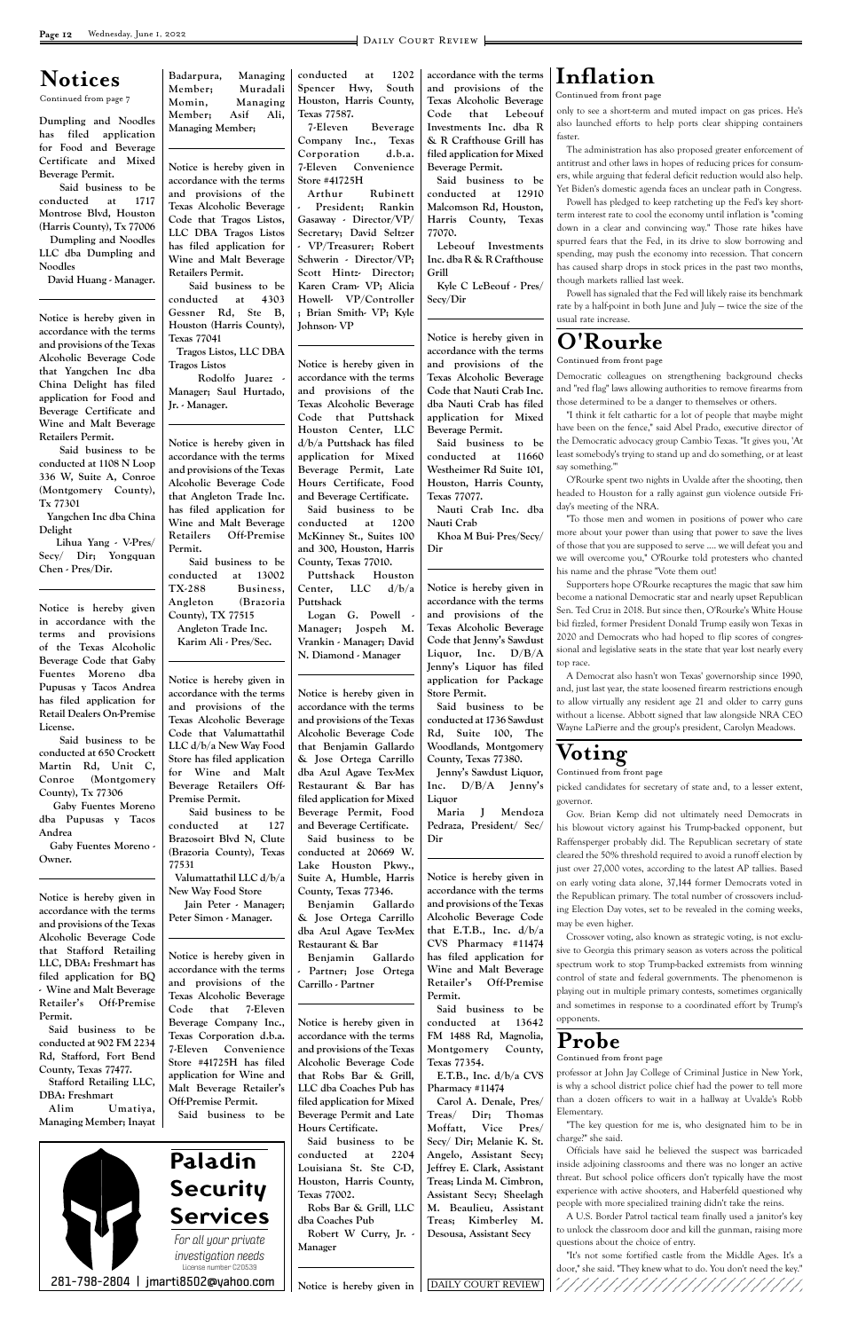# Notices

Continued from page 7

**Dumpling and Noodles has filed application for Food and Beverage Certificate and Mixed Beverage Permit.**

**Said business to be conducted at 1717 Montrose Blvd, Houston (Harris County), Tx 77006**

**Dumpling and Noodles LLC dba Dumpling and Noodles**

**David Huang - Manager.**

---

**Notice is hereby given in accordance with the terms and provisions of the Texas Alcoholic Beverage Code that Yangchen Inc dba China Delight has filed application for Food and Beverage Certificate and Wine and Malt Beverage Retailers Permit.**

**Said business to be conducted at 1108 N Loop 336 W, Suite A, Conroe (Montgomery County), Tx 77301**

**Yangchen Inc dba China Delight**

**Lihua Yang - V-Pres/ Secy/ Dir; Yongquan Chen - Pres/Dir.**

---

**Notice is hereby given in accordance with the terms and provisions of the Texas Alcoholic Beverage Code that Gaby Fuentes Moreno dba Pupusas y Tacos Andrea has filed application for Retail Dealers On-Premise License.**

**Said business to be conducted at 650 Crockett Martin Rd, Unit C, Conroe (Montgomery County), Tx 77306**

**Gaby Fuentes Moreno dba Pupusas y Tacos Andrea**

**Gaby Fuentes Moreno - Owner.**

---

**Notice is hereby given in accordance with the terms and provisions of the Texas Alcoholic Beverage Code that Stafford Retailing LLC, DBA: Freshmart has filed application for BQ - Wine and Malt Beverage Retailer's Off-Premise Permit.**

**Said business to be conducted at 902 FM 2234 Rd, Stafford, Fort Bend County, Texas 77477.**

**Stafford Retailing LLC, DBA: Freshmart**

**Alim Umatiya, Managing Member; Inayat Badarpura, Managing Member; Muradali Momin, Managing Member; Asif Ali, Managing Member;**

---

**Notice is hereby given in accordance with the terms and provisions of the Texas Alcoholic Beverage Code that Tragos Listos, LLC DBA Tragos Listos has filed application for Wine and Malt Beverage Retailers Permit.**

**Said business to be conducted at 4303 Gessner Rd, Ste B, Houston (Harris County), Texas 77041**

**Tragos Listos, LLC DBA Tragos Listos**

**Rodolfo Juarez - Manager; Saul Hurtado, Jr. - Manager.**

---

**Notice is hereby given in accordance with the terms and provisions of the Texas Alcoholic Beverage Code that Angleton Trade Inc. has filed application for Wine and Malt Beverage Retailers Off-Premise Permit.**

**Said business to be conducted at 13002 TX-288 Business, Angleton (Brazoria County), TX 77515**

**Angleton Trade Inc.**

**Karim Ali - Pres/Sec.**

---

**Notice is hereby given in accordance with the terms and provisions of the Texas Alcoholic Beverage Code that Valumattathil LLC d/b/a New Way Food Store has filed application for Wine and Malt Beverage Retailers Off-Premise Permit.**

**Said business to be conducted at 127 Brazosoirt Blvd N, Clute (Brazoria County), Texas 77531**

**Valumattathil LLC d/b/a New Way Food Store**

**Jain Peter - Manager; Peter Simon - Manager.**

---

**Notice is hereby given in accordance with the terms and provisions of the Texas Alcoholic Beverage Code that 7-Eleven Beverage Company Inc., Texas Corporation d.b.a. 7-Eleven Convenience Store #41725H has filed application for Wine and Malt Beverage Retailer's Off-Premise Permit.**

**Said business to be conducted at 1202 Spencer Hwy, South Houston, Harris County, Texas 77587.**

**7-Eleven Beverage Company Inc., Texas Corporation d.b.a. 7-Eleven Convenience Store #41725H**

**Arthur Rubinett - President; Rankin Gasaway - Director/VP/ Secretary; David Seltzer - VP/Treasurer; Robert Schwerin - Director/VP; Scott Hintz- Director; Karen Cram- VP; Alicia Howell- VP/Controller ; Brian Smith- VP; Kyle Johnson- VP**

---

**Notice is hereby given in accordance with the terms and provisions of the Texas Alcoholic Beverage Code that Puttshack Houston Center, LLC d/b/a Puttshack has filed application for Mixed Beverage Permit, Late Hours Certificate, Food and Beverage Certificate.**

**Said business to be conducted at 1200 McKinney St., Suites 100 and 300, Houston, Harris County, Texas 77010.**

**Puttshack Houston Center, LLC d/b/a Puttshack**

**Logan G. Powell - Manager; Jospeh M. Vrankin - Manager; David N. Diamond - Manager**

---

**Notice is hereby given in accordance with the terms and provisions of the Texas Alcoholic Beverage Code that Benjamin Gallardo & Jose Ortega Carrillo dba Azul Agave Tex-Mex Restaurant & Bar has filed application for Mixed Beverage Permit, Food and Beverage Certificate.**

**Said business to be conducted at 20669 W. Lake Houston Pkwy., Suite A, Humble, Harris County, Texas 77346.**

**Benjamin Gallardo & Jose Ortega Carrillo dba Azul Agave Tex-Mex Restaurant & Bar**

**Benjamin Gallardo - Partner; Jose Ortega Carrillo - Partner**

---

**Notice is hereby given in accordance with the terms and provisions of the Texas Alcoholic Beverage Code that Robs Bar & Grill, LLC dba Coaches Pub has filed application for Mixed Beverage Permit and Late Hours Certificate.**

**Said business to be conducted at 2204 Louisiana St. Ste C-D, Houston, Harris County, Texas 77002.**

**Robs Bar & Grill, LLC dba Coaches Pub**

**Robert W Curry, Jr. - Manager**

---

**Notice is hereby given in accordance with the terms and provisions of the Texas Alcoholic Beverage Code that Lebeouf Investments Inc. dba R & R Crafthouse Grill has filed application for Mixed Beverage Permit.**

**Said business to be conducted at 12910 Malcomson Rd, Houston, Harris County, Texas 77070.**

**Lebeouf Investments Inc. dba R & R Crafthouse Grill**

**Kyle C LeBeouf - Pres/ Secy/Dir**

---

**Notice is hereby given in accordance with the terms and provisions of the Texas Alcoholic Beverage Code that Nauti Crab Inc. dba Nauti Crab has filed application for Mixed Beverage Permit.**

**Said business to be conducted at 11660 Westheimer Rd Suite 101, Houston, Harris County, Texas 77077.**

**Nauti Crab Inc. dba Nauti Crab**

**Khoa M Bui- Pres/Secy/ Dir**

---

**Notice is hereby given in accordance with the terms and provisions of the Texas Alcoholic Beverage Code that Jenny's Sawdust Liquor, Inc. D/B/A Jenny's Liquor has filed application for Package Store Permit.**

**Said business to be conducted at 1736 Sawdust Rd, Suite 100, The Woodlands, Montgomery County, Texas 77380.**

**Jenny's Sawdust Liquor, Inc. D/B/A Jenny's Liquor**

**Maria J Mendoza Pedraza, President/ Sec/ Dir**

---

**Notice is hereby given in accordance with the terms and provisions of the Texas Alcoholic Beverage Code that E.T.B., Inc. d/b/a CVS Pharmacy #11474 has filed application for Wine and Malt Beverage Retailer's Off-Premise Permit.**

**Said business to be conducted at 13642 FM 1488 Rd, Magnolia, Montgomery County, Texas 77354.**

**E.T.B., Inc. d/b/a CVS Pharmacy #11474**

**Carol A. Denale, Pres/ Treas/ Dir; Thomas Moffatt, Vice Pres/ Secy/ Dir; Melanie K. St. Angelo, Assistant Secy; Jeffrey E. Clark, Assistant Treas; Linda M. Cimbron, Assistant Secy; Sheelagh M. Beaulieu, Assistant Treas; Kimberley M. Desousa, Assistant Secy**

---

**Notice is hereby given in**

DAILY COURT REVIEW

# Inflation

Continued from front page

only to see a short-term and muted impact on gas prices. He's also launched efforts to help ports clear shipping containers faster.

The administration has also proposed greater enforcement of antitrust and other laws in hopes of reducing prices for consumers, while arguing that federal deficit reduction would also help. Yet Biden's domestic agenda faces an unclear path in Congress.

Powell has pledged to keep ratcheting up the Fed's key short-term interest rate to cool the economy until inflation is "coming down in a clear and convincing way." Those rate hikes have spurred fears that the Fed, in its drive to slow borrowing and spending, may push the economy into recession. That concern has caused sharp drops in stock prices in the past two months, though markets rallied last week.

Powell has signaled that the Fed will likely raise its benchmark rate by a half-point in both June and July — twice the size of the usual rate increase.

# O'Rourke

Continued from front page

Democratic colleagues on strengthening background checks and "red flag" laws allowing authorities to remove firearms from those determined to be a danger to themselves or others.

"I think it felt cathartic for a lot of people that maybe might have been on the fence," said Abel Prado, executive director of the Democratic advocacy group Cambio Texas. "It gives you, 'At least somebody's trying to stand up and do something, or at least say something.'"

O'Rourke spent two nights in Uvalde after the shooting, then headed to Houston for a rally against gun violence outside Friday's meeting of the NRA.

"To those men and women in positions of power who care more about your power than using that power to save the lives of those that you are supposed to serve .... we will defeat you and we will overcome you," O'Rourke told protesters who chanted his name and the phrase "Vote them out!

Supporters hope O'Rourke recaptures the magic that saw him become a national Democratic star and nearly upset Republican Sen. Ted Cruz in 2018. But since then, O'Rourke's White House bid fizzled, former President Donald Trump easily won Texas in 2020 and Democrats who had hoped to flip scores of congressional and legislative seats in the state that year lost nearly every top race.

A Democrat also hasn't won Texas' governorship since 1990, and, just last year, the state loosened firearm restrictions enough to allow virtually any resident age 21 and older to carry guns without a license. Abbott signed that law alongside NRA CEO Wayne LaPierre and the group's president, Carolyn Meadows.

# Voting

Continued from front page

picked candidates for secretary of state and, to a lesser extent, governor.

Gov. Brian Kemp did not ultimately need Democrats in his blowout victory against his Trump-backed opponent, but Raffensperger probably did. The Republican secretary of state cleared the 50% threshold required to avoid a runoff election by just over 27,000 votes, according to the latest AP tallies. Based on early voting data alone, 37,144 former Democrats voted in the Republican primary. The total number of crossovers including Election Day votes, set to be revealed in the coming weeks, may be even higher.

Crossover voting, also known as strategic voting, is not exclusive to Georgia this primary season as voters across the political spectrum work to stop Trump-backed extremists from winning control of state and federal governments. The phenomenon is playing out in multiple primary contests, sometimes organically and sometimes in response to a coordinated effort by Trump's opponents.

# Probe

Continued from front page

professor at John Jay College of Criminal Justice in New York, is why a school district police chief had the power to tell more than a dozen officers to wait in a hallway at Uvalde's Robb Elementary.

"The key question for me is, who designated him to be in charge?" she said.

Officials have said he believed the suspect was barricaded inside adjoining classrooms and there was no longer an active threat. But school police officers don't typically have the most experience with active shooters, and Haberfeld questioned why people with more specialized training didn't take the reins.

A U.S. Border Patrol tactical team finally used a janitor's key to unlock the classroom door and kill the gunman, raising more questions about the choice of entry.

"It's not some fortified castle from the Middle Ages. It's a door," she said. "They knew what to do. You don't need the key."

**Paladin Security Services**

*For all your private investigation needs*

License number C20539

281-798-2804 | jmarti8502@yahoo.com